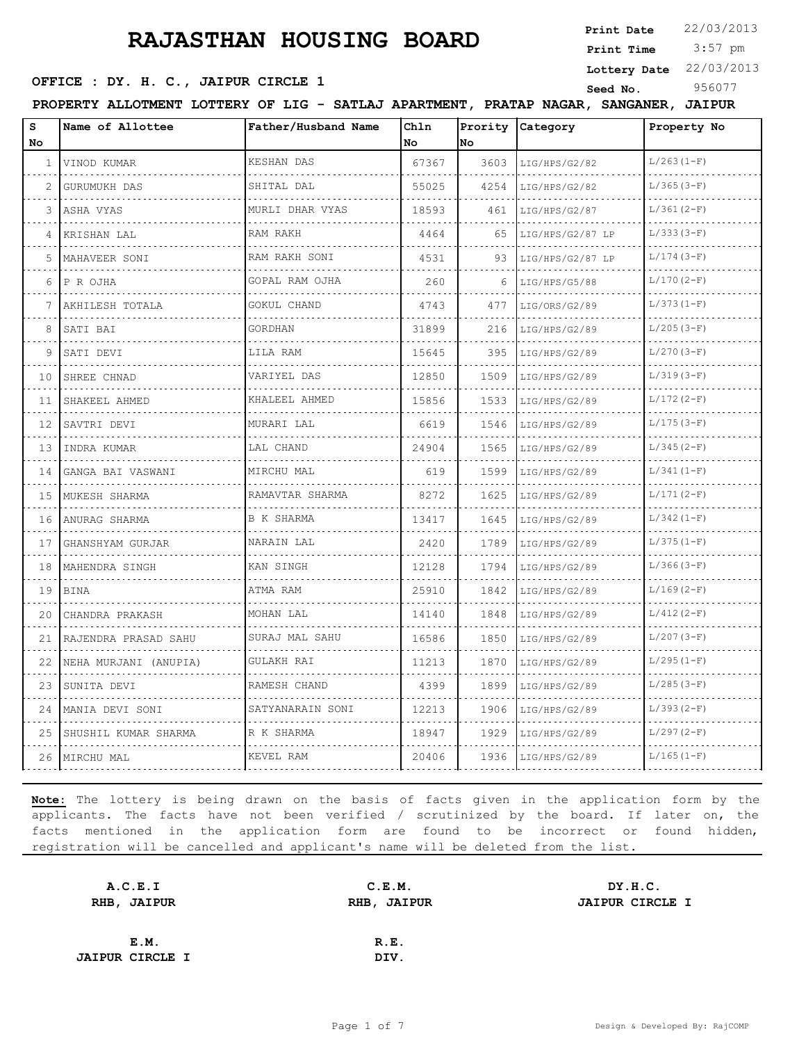# RAJASTHAN HOUSING BOARD

**Print Date** 22/03/2013
**Print Time** 3:57 pm
**Lottery Date** 22/03/2013
**Seed No.** 956077

**OFFICE : DY. H. C., JAIPUR CIRCLE 1**

**PROPERTY ALLOTMENT LOTTERY OF LIG - SATLAJ APARTMENT, PRATAP NAGAR, SANGANER, JAIPUR**

| S No | Name of Allottee | Father/Husband Name | Chln No | Prority No | Category | Property No |
|---|---|---|---|---|---|---|
| 1 | VINOD KUMAR | KESHAN DAS | 67367 | 3603 | LIG/HPS/G2/82 | L/263(1-F) |
| 2 | GURUMUKH DAS | SHITAL DAL | 55025 | 4254 | LIG/HPS/G2/82 | L/365(3-F) |
| 3 | ASHA VYAS | MURLI DHAR VYAS | 18593 | 461 | LIG/HPS/G2/87 | L/361(2-F) |
| 4 | KRISHAN LAL | RAM RAKH | 4464 | 65 | LIG/HPS/G2/87 LP | L/333(3-F) |
| 5 | MAHAVEER SONI | RAM RAKH SONI | 4531 | 93 | LIG/HPS/G2/87 LP | L/174(3-F) |
| 6 | P R OJHA | GOPAL RAM OJHA | 260 | 6 | LIG/HPS/G5/88 | L/170(2-F) |
| 7 | AKHILESH TOTALA | GOKUL CHAND | 4743 | 477 | LIG/ORS/G2/89 | L/373(1-F) |
| 8 | SATI BAI | GORDHAN | 31899 | 216 | LIG/HPS/G2/89 | L/205(3-F) |
| 9 | SATI DEVI | LILA RAM | 15645 | 395 | LIG/HPS/G2/89 | L/270(3-F) |
| 10 | SHREE CHNAD | VARIYEL DAS | 12850 | 1509 | LIG/HPS/G2/89 | L/319(3-F) |
| 11 | SHAKEEL AHMED | KHALEEL AHMED | 15856 | 1533 | LIG/HPS/G2/89 | L/172(2-F) |
| 12 | SAVTRI DEVI | MURARI LAL | 6619 | 1546 | LIG/HPS/G2/89 | L/175(3-F) |
| 13 | INDRA KUMAR | LAL CHAND | 24904 | 1565 | LIG/HPS/G2/89 | L/345(2-F) |
| 14 | GANGA BAI VASWANI | MIRCHU MAL | 619 | 1599 | LIG/HPS/G2/89 | L/341(1-F) |
| 15 | MUKESH SHARMA | RAMAVTAR SHARMA | 8272 | 1625 | LIG/HPS/G2/89 | L/171(2-F) |
| 16 | ANURAG SHARMA | B K SHARMA | 13417 | 1645 | LIG/HPS/G2/89 | L/342(1-F) |
| 17 | GHANSHYAM GURJAR | NARAIN LAL | 2420 | 1789 | LIG/HPS/G2/89 | L/375(1-F) |
| 18 | MAHENDRA SINGH | KAN SINGH | 12128 | 1794 | LIG/HPS/G2/89 | L/366(3-F) |
| 19 | BINA | ATMA RAM | 25910 | 1842 | LIG/HPS/G2/89 | L/169(2-F) |
| 20 | CHANDRA PRAKASH | MOHAN LAL | 14140 | 1848 | LIG/HPS/G2/89 | L/412(2-F) |
| 21 | RAJENDRA PRASAD SAHU | SURAJ MAL SAHU | 16586 | 1850 | LIG/HPS/G2/89 | L/207(3-F) |
| 22 | NEHA MURJANI (ANUPIA) | GULAKH RAI | 11213 | 1870 | LIG/HPS/G2/89 | L/295(1-F) |
| 23 | SUNITA DEVI | RAMESH CHAND | 4399 | 1899 | LIG/HPS/G2/89 | L/285(3-F) |
| 24 | MANIA DEVI SONI | SATYANARAIN SONI | 12213 | 1906 | LIG/HPS/G2/89 | L/393(2-F) |
| 25 | SHUSHIL KUMAR SHARMA | R K SHARMA | 18947 | 1929 | LIG/HPS/G2/89 | L/297(2-F) |
| 26 | MIRCHU MAL | KEVEL RAM | 20406 | 1936 | LIG/HPS/G2/89 | L/165(1-F) |

**Note:** The lottery is being drawn on the basis of facts given in the application form by the applicants. The facts have not been verified / scrutinized by the board. If later on, the facts mentioned in the application form are found to be incorrect or found hidden, registration will be cancelled and applicant's name will be deleted from the list.

| | | |
|---|---|---|
| **A.C.E.I**<br>**RHB, JAIPUR** | **C.E.M.**<br>**RHB, JAIPUR** | **DY.H.C.**<br>**JAIPUR CIRCLE I** |
| **E.M.**<br>**JAIPUR CIRCLE I** | **R.E.**<br>**DIV.** | |

Design & Developed By: RajCOMP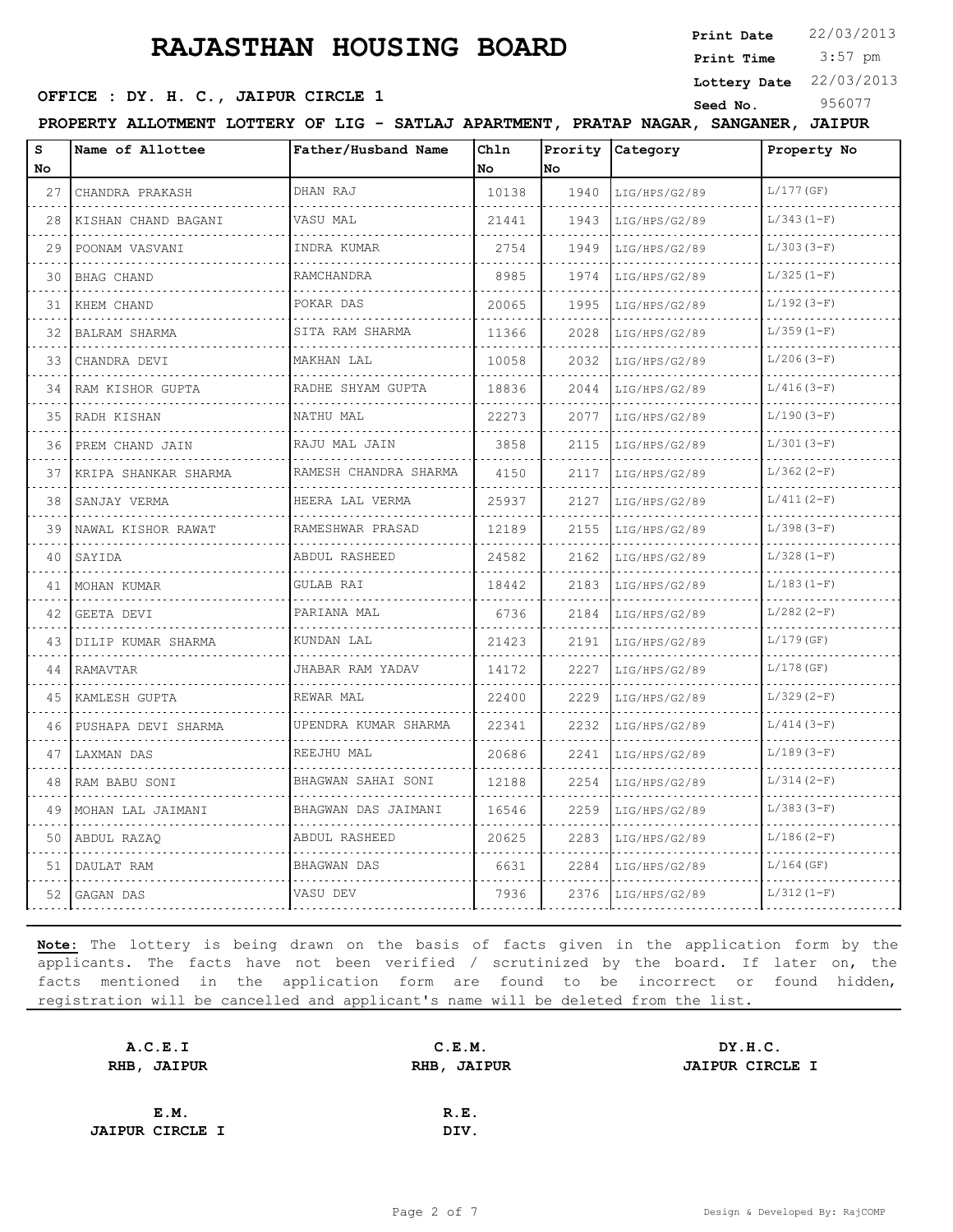# RAJASTHAN HOUSING BOARD

**Print Date** 22/03/2013
**Print Time** 3:57 pm
**Lottery Date** 22/03/2013
**Seed No.** 956077

**OFFICE : DY. H. C., JAIPUR CIRCLE 1**

**PROPERTY ALLOTMENT LOTTERY OF LIG - SATLAJ APARTMENT, PRATAP NAGAR, SANGANER, JAIPUR**

| S No | Name of Allottee | Father/Husband Name | Chln No | Prority No | Category | Property No |
|---|---|---|---|---|---|---|
| 27 | CHANDRA PRAKASH | DHAN RAJ | 10138 | 1940 | LIG/HPS/G2/89 | L/177(GF) |
| 28 | KISHAN CHAND BAGANI | VASU MAL | 21441 | 1943 | LIG/HPS/G2/89 | L/343(1-F) |
| 29 | POONAM VASVANI | INDRA KUMAR | 2754 | 1949 | LIG/HPS/G2/89 | L/303(3-F) |
| 30 | BHAG CHAND | RAMCHANDRA | 8985 | 1974 | LIG/HPS/G2/89 | L/325(1-F) |
| 31 | KHEM CHAND | POKAR DAS | 20065 | 1995 | LIG/HPS/G2/89 | L/192(3-F) |
| 32 | BALRAM SHARMA | SITA RAM SHARMA | 11366 | 2028 | LIG/HPS/G2/89 | L/359(1-F) |
| 33 | CHANDRA DEVI | MAKHAN LAL | 10058 | 2032 | LIG/HPS/G2/89 | L/206(3-F) |
| 34 | RAM KISHOR GUPTA | RADHE SHYAM GUPTA | 18836 | 2044 | LIG/HPS/G2/89 | L/416(3-F) |
| 35 | RADH KISHAN | NATHU MAL | 22273 | 2077 | LIG/HPS/G2/89 | L/190(3-F) |
| 36 | PREM CHAND JAIN | RAJU MAL JAIN | 3858 | 2115 | LIG/HPS/G2/89 | L/301(3-F) |
| 37 | KRIPA SHANKAR SHARMA | RAMESH CHANDRA SHARMA | 4150 | 2117 | LIG/HPS/G2/89 | L/362(2-F) |
| 38 | SANJAY VERMA | HEERA LAL VERMA | 25937 | 2127 | LIG/HPS/G2/89 | L/411(2-F) |
| 39 | NAWAL KISHOR RAWAT | RAMESHWAR PRASAD | 12189 | 2155 | LIG/HPS/G2/89 | L/398(3-F) |
| 40 | SAYIDA | ABDUL RASHEED | 24582 | 2162 | LIG/HPS/G2/89 | L/328(1-F) |
| 41 | MOHAN KUMAR | GULAB RAI | 18442 | 2183 | LIG/HPS/G2/89 | L/183(1-F) |
| 42 | GEETA DEVI | PARIANA MAL | 6736 | 2184 | LIG/HPS/G2/89 | L/282(2-F) |
| 43 | DILIP KUMAR SHARMA | KUNDAN LAL | 21423 | 2191 | LIG/HPS/G2/89 | L/179(GF) |
| 44 | RAMAVTAR | JHABAR RAM YADAV | 14172 | 2227 | LIG/HPS/G2/89 | L/178(GF) |
| 45 | KAMLESH GUPTA | REWAR MAL | 22400 | 2229 | LIG/HPS/G2/89 | L/329(2-F) |
| 46 | PUSHAPA DEVI SHARMA | UPENDRA KUMAR SHARMA | 22341 | 2232 | LIG/HPS/G2/89 | L/414(3-F) |
| 47 | LAXMAN DAS | REEJHU MAL | 20686 | 2241 | LIG/HPS/G2/89 | L/189(3-F) |
| 48 | RAM BABU SONI | BHAGWAN SAHAI SONI | 12188 | 2254 | LIG/HPS/G2/89 | L/314(2-F) |
| 49 | MOHAN LAL JAIMANI | BHAGWAN DAS JAIMANI | 16546 | 2259 | LIG/HPS/G2/89 | L/383(3-F) |
| 50 | ABDUL RAZAQ | ABDUL RASHEED | 20625 | 2283 | LIG/HPS/G2/89 | L/186(2-F) |
| 51 | DAULAT RAM | BHAGWAN DAS | 6631 | 2284 | LIG/HPS/G2/89 | L/164(GF) |
| 52 | GAGAN DAS | VASU DEV | 7936 | 2376 | LIG/HPS/G2/89 | L/312(1-F) |

**Note:** The lottery is being drawn on the basis of facts given in the application form by the applicants. The facts have not been verified / scrutinized by the board. If later on, the facts mentioned in the application form are found to be incorrect or found hidden, registration will be cancelled and applicant's name will be deleted from the list.

| | | |
|---|---|---|
| **A.C.E.I** | **C.E.M.** | **DY.H.C.** |
| **RHB, JAIPUR** | **RHB, JAIPUR** | **JAIPUR CIRCLE I** |
| **E.M.** | **R.E.** | |
| **JAIPUR CIRCLE I** | **DIV.** | |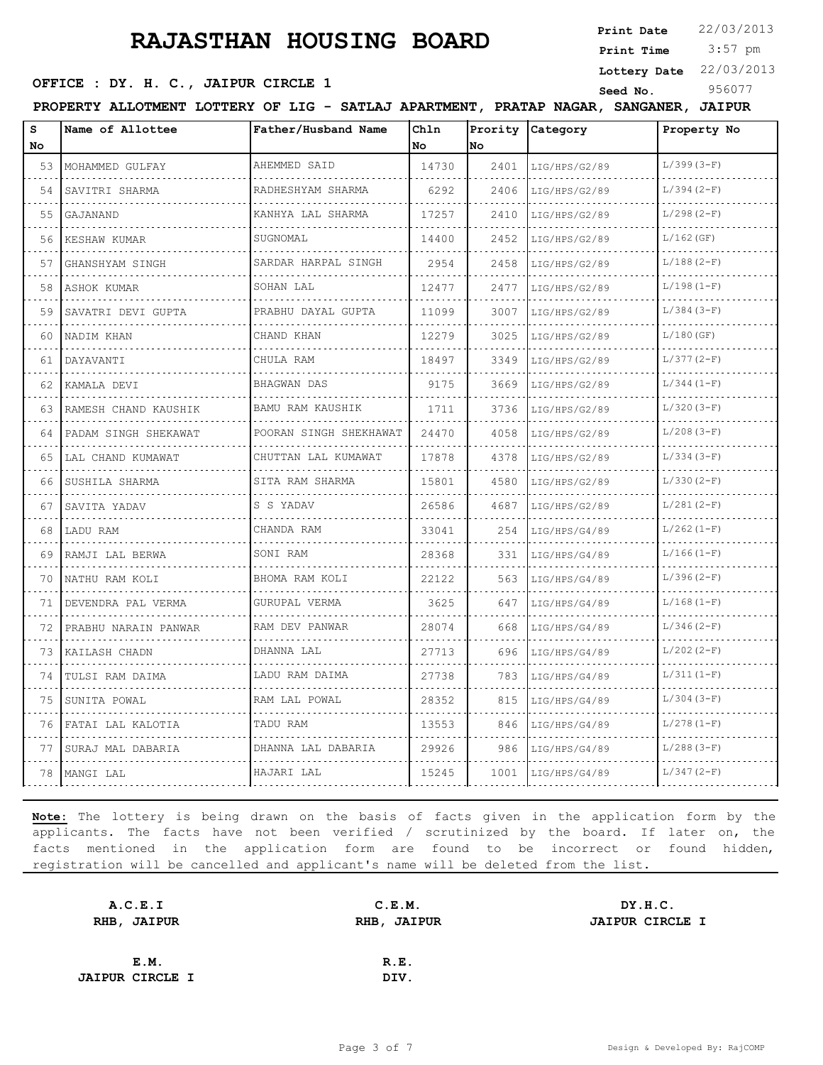# RAJASTHAN HOUSING BOARD

**Print Date** 22/03/2013
**Print Time** 3:57 pm
**Lottery Date** 22/03/2013
**Seed No.** 956077

**OFFICE : DY. H. C., JAIPUR CIRCLE 1**

**PROPERTY ALLOTMENT LOTTERY OF LIG - SATLAJ APARTMENT, PRATAP NAGAR, SANGANER, JAIPUR**

| S No | Name of Allottee | Father/Husband Name | Chln No | Prority No | Category | Property No |
|---|---|---|---|---|---|---|
| 53 | MOHAMMED GULFAY | AHEMMED SAID | 14730 | 2401 | LIG/HPS/G2/89 | L/399(3-F) |
| 54 | SAVITRI SHARMA | RADHESHYAM SHARMA | 6292 | 2406 | LIG/HPS/G2/89 | L/394(2-F) |
| 55 | GAJANAND | KANHYA LAL SHARMA | 17257 | 2410 | LIG/HPS/G2/89 | L/298(2-F) |
| 56 | KESHAW KUMAR | SUGNOMAL | 14400 | 2452 | LIG/HPS/G2/89 | L/162(GF) |
| 57 | GHANSHYAM SINGH | SARDAR HARPAL SINGH | 2954 | 2458 | LIG/HPS/G2/89 | L/188(2-F) |
| 58 | ASHOK KUMAR | SOHAN LAL | 12477 | 2477 | LIG/HPS/G2/89 | L/198(1-F) |
| 59 | SAVATRI DEVI GUPTA | PRABHU DAYAL GUPTA | 11099 | 3007 | LIG/HPS/G2/89 | L/384(3-F) |
| 60 | NADIM KHAN | CHAND KHAN | 12279 | 3025 | LIG/HPS/G2/89 | L/180(GF) |
| 61 | DAYAVANTI | CHULA RAM | 18497 | 3349 | LIG/HPS/G2/89 | L/377(2-F) |
| 62 | KAMALA DEVI | BHAGWAN DAS | 9175 | 3669 | LIG/HPS/G2/89 | L/344(1-F) |
| 63 | RAMESH CHAND KAUSHIK | BAMU RAM KAUSHIK | 1711 | 3736 | LIG/HPS/G2/89 | L/320(3-F) |
| 64 | PADAM SINGH SHEKAWAT | POORAN SINGH SHEKHAWAT | 24470 | 4058 | LIG/HPS/G2/89 | L/208(3-F) |
| 65 | LAL CHAND KUMAWAT | CHUTTAN LAL KUMAWAT | 17878 | 4378 | LIG/HPS/G2/89 | L/334(3-F) |
| 66 | SUSHILA SHARMA | SITA RAM SHARMA | 15801 | 4580 | LIG/HPS/G2/89 | L/330(2-F) |
| 67 | SAVITA YADAV | S S YADAV | 26586 | 4687 | LIG/HPS/G2/89 | L/281(2-F) |
| 68 | LADU RAM | CHANDA RAM | 33041 | 254 | LIG/HPS/G4/89 | L/262(1-F) |
| 69 | RAMJI LAL BERWA | SONI RAM | 28368 | 331 | LIG/HPS/G4/89 | L/166(1-F) |
| 70 | NATHU RAM KOLI | BHOMA RAM KOLI | 22122 | 563 | LIG/HPS/G4/89 | L/396(2-F) |
| 71 | DEVENDRA PAL VERMA | GURUPAL VERMA | 3625 | 647 | LIG/HPS/G4/89 | L/168(1-F) |
| 72 | PRABHU NARAIN PANWAR | RAM DEV PANWAR | 28074 | 668 | LIG/HPS/G4/89 | L/346(2-F) |
| 73 | KAILASH CHADN | DHANNA LAL | 27713 | 696 | LIG/HPS/G4/89 | L/202(2-F) |
| 74 | TULSI RAM DAIMA | LADU RAM DAIMA | 27738 | 783 | LIG/HPS/G4/89 | L/311(1-F) |
| 75 | SUNITA POWAL | RAM LAL POWAL | 28352 | 815 | LIG/HPS/G4/89 | L/304(3-F) |
| 76 | FATAI LAL KALOTIA | TADU RAM | 13553 | 846 | LIG/HPS/G4/89 | L/278(1-F) |
| 77 | SURAJ MAL DABARIA | DHANNA LAL DABARIA | 29926 | 986 | LIG/HPS/G4/89 | L/288(3-F) |
| 78 | MANGI LAL | HAJARI LAL | 15245 | 1001 | LIG/HPS/G4/89 | L/347(2-F) |

**Note:** The lottery is being drawn on the basis of facts given in the application form by the applicants. The facts have not been verified / scrutinized by the board. If later on, the facts mentioned in the application form are found to be incorrect or found hidden, registration will be cancelled and applicant's name will be deleted from the list.

| A.C.E.I<br>RHB, JAIPUR | C.E.M.<br>RHB, JAIPUR | DY.H.C.<br>JAIPUR CIRCLE I |
|---|---|---|
| E.M.<br>JAIPUR CIRCLE I | R.E.<br>DIV. | |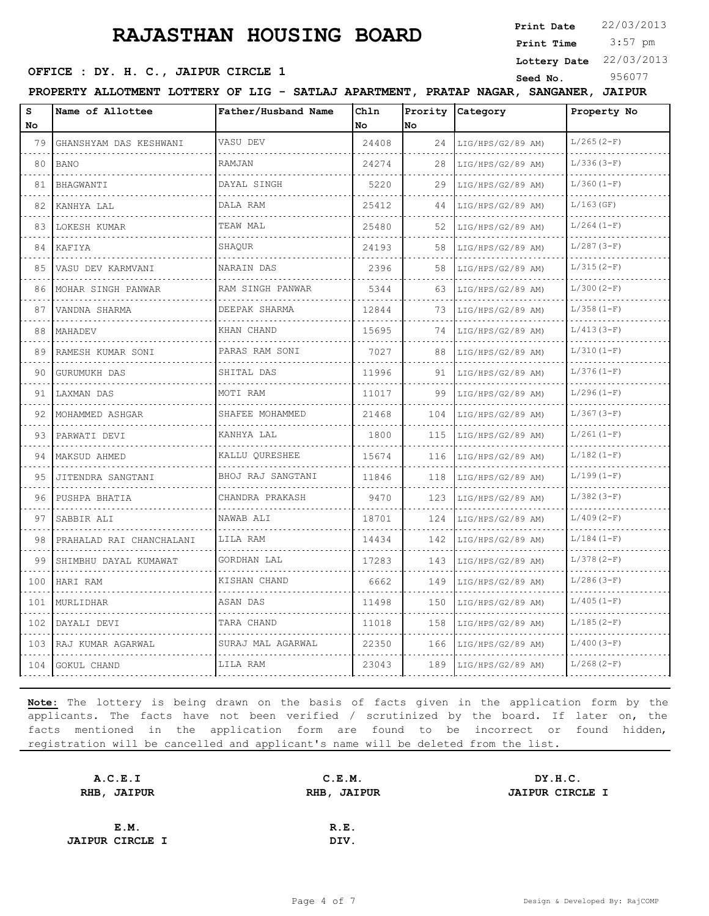# RAJASTHAN HOUSING BOARD

**Print Date** 22/03/2013
**Print Time** 3:57 pm
**Lottery Date** 22/03/2013
**Seed No.** 956077

**OFFICE : DY. H. C., JAIPUR CIRCLE 1**

**PROPERTY ALLOTMENT LOTTERY OF LIG - SATLAJ APARTMENT, PRATAP NAGAR, SANGANER, JAIPUR**

| S No | Name of Allottee | Father/Husband Name | Chln No | Prority No | Category | Property No |
|---|---|---|---|---|---|---|
| 79 | GHANSHYAM DAS KESHWANI | VASU DEV | 24408 | 24 | LIG/HPS/G2/89 AM) | L/265(2-F) |
| 80 | BANO | RAMJAN | 24274 | 28 | LIG/HPS/G2/89 AM) | L/336(3-F) |
| 81 | BHAGWANTI | DAYAL SINGH | 5220 | 29 | LIG/HPS/G2/89 AM) | L/360(1-F) |
| 82 | KANHYA LAL | DALA RAM | 25412 | 44 | LIG/HPS/G2/89 AM) | L/163(GF) |
| 83 | LOKESH KUMAR | TEAW MAL | 25480 | 52 | LIG/HPS/G2/89 AM) | L/264(1-F) |
| 84 | KAFIYA | SHAQUR | 24193 | 58 | LIG/HPS/G2/89 AM) | L/287(3-F) |
| 85 | VASU DEV KARMVANI | NARAIN DAS | 2396 | 58 | LIG/HPS/G2/89 AM) | L/315(2-F) |
| 86 | MOHAR SINGH PANWAR | RAM SINGH PANWAR | 5344 | 63 | LIG/HPS/G2/89 AM) | L/300(2-F) |
| 87 | VANDNA SHARMA | DEEPAK SHARMA | 12844 | 73 | LIG/HPS/G2/89 AM) | L/358(1-F) |
| 88 | MAHADEV | KHAN CHAND | 15695 | 74 | LIG/HPS/G2/89 AM) | L/413(3-F) |
| 89 | RAMESH KUMAR SONI | PARAS RAM SONI | 7027 | 88 | LIG/HPS/G2/89 AM) | L/310(1-F) |
| 90 | GURUMUKH DAS | SHITAL DAS | 11996 | 91 | LIG/HPS/G2/89 AM) | L/376(1-F) |
| 91 | LAXMAN DAS | MOTI RAM | 11017 | 99 | LIG/HPS/G2/89 AM) | L/296(1-F) |
| 92 | MOHAMMED ASHGAR | SHAFEE MOHAMMED | 21468 | 104 | LIG/HPS/G2/89 AM) | L/367(3-F) |
| 93 | PARWATI DEVI | KANHYA LAL | 1800 | 115 | LIG/HPS/G2/89 AM) | L/261(1-F) |
| 94 | MAKSUD AHMED | KALLU QURESHEE | 15674 | 116 | LIG/HPS/G2/89 AM) | L/182(1-F) |
| 95 | JITENDRA SANGTANI | BHOJ RAJ SANGTANI | 11846 | 118 | LIG/HPS/G2/89 AM) | L/199(1-F) |
| 96 | PUSHPA BHATIA | CHANDRA PRAKASH | 9470 | 123 | LIG/HPS/G2/89 AM) | L/382(3-F) |
| 97 | SABBIR ALI | NAWAB ALI | 18701 | 124 | LIG/HPS/G2/89 AM) | L/409(2-F) |
| 98 | PRAHALAD RAI CHANCHALANI | LILA RAM | 14434 | 142 | LIG/HPS/G2/89 AM) | L/184(1-F) |
| 99 | SHIMBHU DAYAL KUMAWAT | GORDHAN LAL | 17283 | 143 | LIG/HPS/G2/89 AM) | L/378(2-F) |
| 100 | HARI RAM | KISHAN CHAND | 6662 | 149 | LIG/HPS/G2/89 AM) | L/286(3-F) |
| 101 | MURLIDHAR | ASAN DAS | 11498 | 150 | LIG/HPS/G2/89 AM) | L/405(1-F) |
| 102 | DAYALI DEVI | TARA CHAND | 11018 | 158 | LIG/HPS/G2/89 AM) | L/185(2-F) |
| 103 | RAJ KUMAR AGARWAL | SURAJ MAL AGARWAL | 22350 | 166 | LIG/HPS/G2/89 AM) | L/400(3-F) |
| 104 | GOKUL CHAND | LILA RAM | 23043 | 189 | LIG/HPS/G2/89 AM) | L/268(2-F) |

**Note:** The lottery is being drawn on the basis of facts given in the application form by the applicants. The facts have not been verified / scrutinized by the board. If later on, the facts mentioned in the application form are found to be incorrect or found hidden, registration will be cancelled and applicant's name will be deleted from the list.

| A.C.E.I | C.E.M. | DY.H.C. |
|---|---|---|
| RHB, JAIPUR | RHB, JAIPUR | JAIPUR CIRCLE I |
| E.M. | R.E. | |
| JAIPUR CIRCLE I | DIV. | |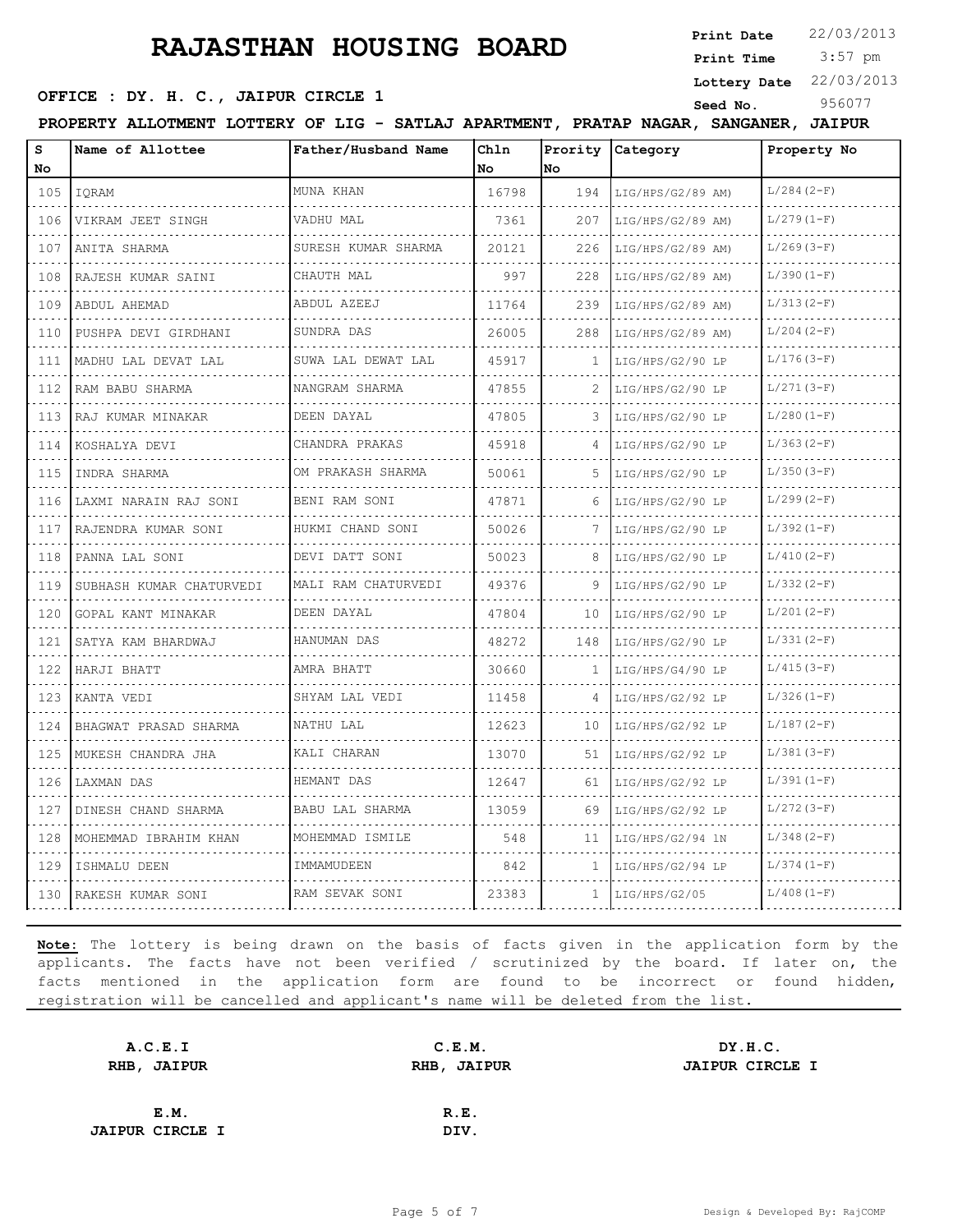# RAJASTHAN HOUSING BOARD

**Print Date** 22/03/2013
**Print Time** 3:57 pm
**Lottery Date** 22/03/2013
**Seed No.** 956077

**OFFICE : DY. H. C., JAIPUR CIRCLE 1**

**PROPERTY ALLOTMENT LOTTERY OF LIG - SATLAJ APARTMENT, PRATAP NAGAR, SANGANER, JAIPUR**

| S No | Name of Allottee | Father/Husband Name | Chln No | Prority No | Category | Property No |
|---|---|---|---|---|---|---|
| 105 | IQRAM | MUNA KHAN | 16798 | 194 | LIG/HPS/G2/89 AM) | L/284(2-F) |
| 106 | VIKRAM JEET SINGH | VADHU MAL | 7361 | 207 | LIG/HPS/G2/89 AM) | L/279(1-F) |
| 107 | ANITA SHARMA | SURESH KUMAR SHARMA | 20121 | 226 | LIG/HPS/G2/89 AM) | L/269(3-F) |
| 108 | RAJESH KUMAR SAINI | CHAUTH MAL | 997 | 228 | LIG/HPS/G2/89 AM) | L/390(1-F) |
| 109 | ABDUL AHEMAD | ABDUL AZEEJ | 11764 | 239 | LIG/HPS/G2/89 AM) | L/313(2-F) |
| 110 | PUSHPA DEVI GIRDHANI | SUNDRA DAS | 26005 | 288 | LIG/HPS/G2/89 AM) | L/204(2-F) |
| 111 | MADHU LAL DEVAT LAL | SUWA LAL DEWAT LAL | 45917 | 1 | LIG/HPS/G2/90 LP | L/176(3-F) |
| 112 | RAM BABU SHARMA | NANGRAM SHARMA | 47855 | 2 | LIG/HPS/G2/90 LP | L/271(3-F) |
| 113 | RAJ KUMAR MINAKAR | DEEN DAYAL | 47805 | 3 | LIG/HPS/G2/90 LP | L/280(1-F) |
| 114 | KOSHALYA DEVI | CHANDRA PRAKAS | 45918 | 4 | LIG/HPS/G2/90 LP | L/363(2-F) |
| 115 | INDRA SHARMA | OM PRAKASH SHARMA | 50061 | 5 | LIG/HPS/G2/90 LP | L/350(3-F) |
| 116 | LAXMI NARAIN RAJ SONI | BENI RAM SONI | 47871 | 6 | LIG/HPS/G2/90 LP | L/299(2-F) |
| 117 | RAJENDRA KUMAR SONI | HUKMI CHAND SONI | 50026 | 7 | LIG/HPS/G2/90 LP | L/392(1-F) |
| 118 | PANNA LAL SONI | DEVI DATT SONI | 50023 | 8 | LIG/HPS/G2/90 LP | L/410(2-F) |
| 119 | SUBHASH KUMAR CHATURVEDI | MALI RAM CHATURVEDI | 49376 | 9 | LIG/HPS/G2/90 LP | L/332(2-F) |
| 120 | GOPAL KANT MINAKAR | DEEN DAYAL | 47804 | 10 | LIG/HPS/G2/90 LP | L/201(2-F) |
| 121 | SATYA KAM BHARDWAJ | HANUMAN DAS | 48272 | 148 | LIG/HPS/G2/90 LP | L/331(2-F) |
| 122 | HARJI BHATT | AMRA BHATT | 30660 | 1 | LIG/HPS/G4/90 LP | L/415(3-F) |
| 123 | KANTA VEDI | SHYAM LAL VEDI | 11458 | 4 | LIG/HPS/G2/92 LP | L/326(1-F) |
| 124 | BHAGWAT PRASAD SHARMA | NATHU LAL | 12623 | 10 | LIG/HPS/G2/92 LP | L/187(2-F) |
| 125 | MUKESH CHANDRA JHA | KALI CHARAN | 13070 | 51 | LIG/HPS/G2/92 LP | L/381(3-F) |
| 126 | LAXMAN DAS | HEMANT DAS | 12647 | 61 | LIG/HPS/G2/92 LP | L/391(1-F) |
| 127 | DINESH CHAND SHARMA | BABU LAL SHARMA | 13059 | 69 | LIG/HPS/G2/92 LP | L/272(3-F) |
| 128 | MOHEMMAD IBRAHIM KHAN | MOHEMMAD ISMILE | 548 | 11 | LIG/HPS/G2/94 1N | L/348(2-F) |
| 129 | ISHMALU DEEN | IMMAMUDEEN | 842 | 1 | LIG/HPS/G2/94 LP | L/374(1-F) |
| 130 | RAKESH KUMAR SONI | RAM SEVAK SONI | 23383 | 1 | LIG/HPS/G2/05 | L/408(1-F) |

**Note:** The lottery is being drawn on the basis of facts given in the application form by the applicants. The facts have not been verified / scrutinized by the board. If later on, the facts mentioned in the application form are found to be incorrect or found hidden, registration will be cancelled and applicant's name will be deleted from the list.

**A.C.E.I**
**RHB, JAIPUR**

**C.E.M.**
**RHB, JAIPUR**

**DY.H.C.**
**JAIPUR CIRCLE I**

**E.M.**
**JAIPUR CIRCLE I**

**R.E.**
**DIV.**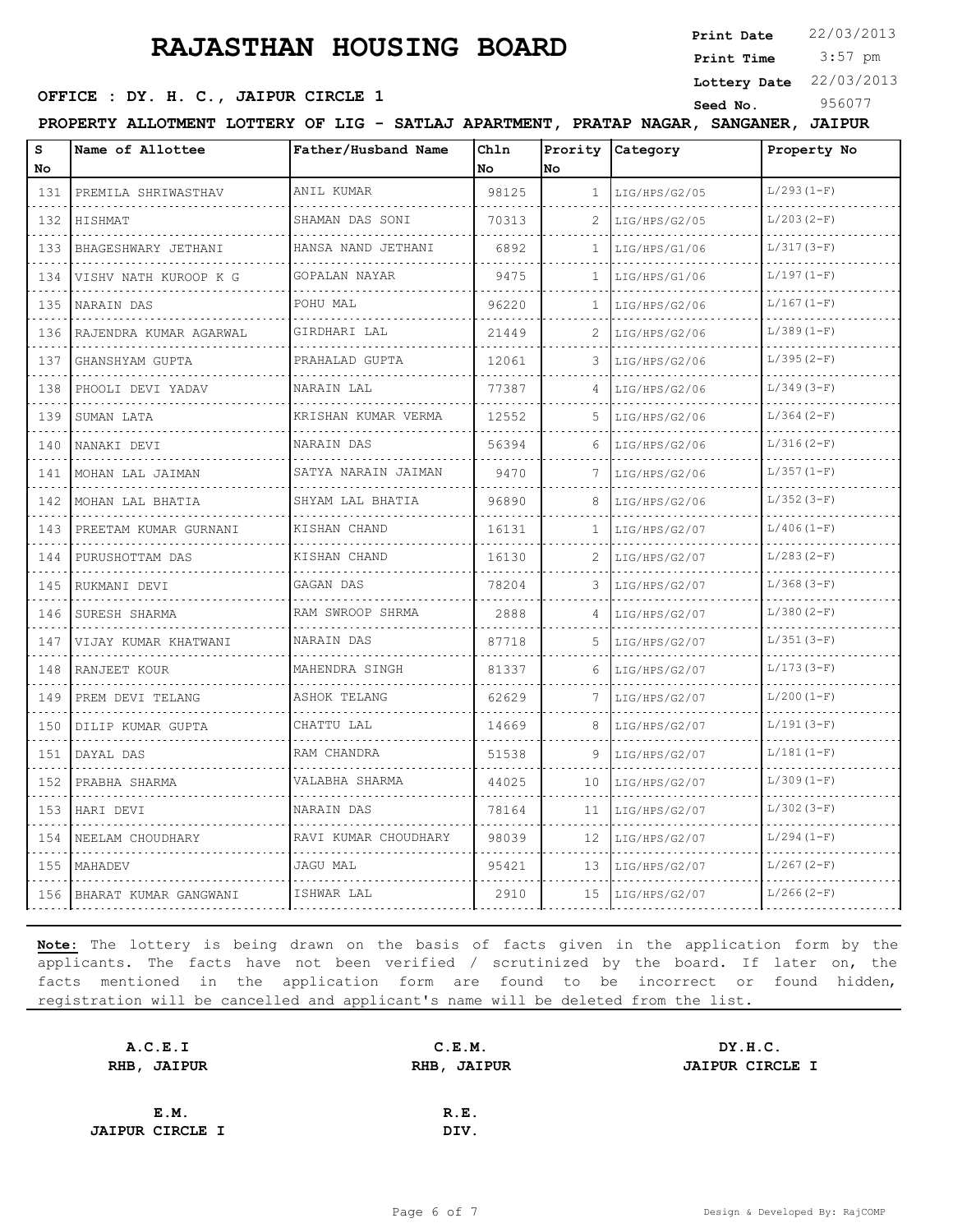# RAJASTHAN HOUSING BOARD

**Print Date** 22/03/2013
**Print Time** 3:57 pm
**Lottery Date** 22/03/2013
**Seed No.** 956077

**OFFICE : DY. H. C., JAIPUR CIRCLE 1**

**PROPERTY ALLOTMENT LOTTERY OF LIG - SATLAJ APARTMENT, PRATAP NAGAR, SANGANER, JAIPUR**

| S No | Name of Allottee | Father/Husband Name | Chln No | Prority No | Category | Property No |
|---|---|---|---|---|---|---|
| 131 | PREMILA SHRIWASTHAV | ANIL KUMAR | 98125 | 1 | LIG/HPS/G2/05 | L/293(1-F) |
| 132 | HISHMAT | SHAMAN DAS SONI | 70313 | 2 | LIG/HPS/G2/05 | L/203(2-F) |
| 133 | BHAGESHWARY JETHANI | HANSA NAND JETHANI | 6892 | 1 | LIG/HPS/G1/06 | L/317(3-F) |
| 134 | VISHV NATH KUROOP K G | GOPALAN NAYAR | 9475 | 1 | LIG/HPS/G1/06 | L/197(1-F) |
| 135 | NARAIN DAS | POHU MAL | 96220 | 1 | LIG/HPS/G2/06 | L/167(1-F) |
| 136 | RAJENDRA KUMAR AGARWAL | GIRDHARI LAL | 21449 | 2 | LIG/HPS/G2/06 | L/389(1-F) |
| 137 | GHANSHYAM GUPTA | PRAHALAD GUPTA | 12061 | 3 | LIG/HPS/G2/06 | L/395(2-F) |
| 138 | PHOOLI DEVI YADAV | NARAIN LAL | 77387 | 4 | LIG/HPS/G2/06 | L/349(3-F) |
| 139 | SUMAN LATA | KRISHAN KUMAR VERMA | 12552 | 5 | LIG/HPS/G2/06 | L/364(2-F) |
| 140 | NANAKI DEVI | NARAIN DAS | 56394 | 6 | LIG/HPS/G2/06 | L/316(2-F) |
| 141 | MOHAN LAL JAIMAN | SATYA NARAIN JAIMAN | 9470 | 7 | LIG/HPS/G2/06 | L/357(1-F) |
| 142 | MOHAN LAL BHATIA | SHYAM LAL BHATIA | 96890 | 8 | LIG/HPS/G2/06 | L/352(3-F) |
| 143 | PREETAM KUMAR GURNANI | KISHAN CHAND | 16131 | 1 | LIG/HPS/G2/07 | L/406(1-F) |
| 144 | PURUSHOTTAM DAS | KISHAN CHAND | 16130 | 2 | LIG/HPS/G2/07 | L/283(2-F) |
| 145 | RUKMANI DEVI | GAGAN DAS | 78204 | 3 | LIG/HPS/G2/07 | L/368(3-F) |
| 146 | SURESH SHARMA | RAM SWROOP SHRMA | 2888 | 4 | LIG/HPS/G2/07 | L/380(2-F) |
| 147 | VIJAY KUMAR KHATWANI | NARAIN DAS | 87718 | 5 | LIG/HPS/G2/07 | L/351(3-F) |
| 148 | RANJEET KOUR | MAHENDRA SINGH | 81337 | 6 | LIG/HPS/G2/07 | L/173(3-F) |
| 149 | PREM DEVI TELANG | ASHOK TELANG | 62629 | 7 | LIG/HPS/G2/07 | L/200(1-F) |
| 150 | DILIP KUMAR GUPTA | CHATTU LAL | 14669 | 8 | LIG/HPS/G2/07 | L/191(3-F) |
| 151 | DAYAL DAS | RAM CHANDRA | 51538 | 9 | LIG/HPS/G2/07 | L/181(1-F) |
| 152 | PRABHA SHARMA | VALABHA SHARMA | 44025 | 10 | LIG/HPS/G2/07 | L/309(1-F) |
| 153 | HARI DEVI | NARAIN DAS | 78164 | 11 | LIG/HPS/G2/07 | L/302(3-F) |
| 154 | NEELAM CHOUDHARY | RAVI KUMAR CHOUDHARY | 98039 | 12 | LIG/HPS/G2/07 | L/294(1-F) |
| 155 | MAHADEV | JAGU MAL | 95421 | 13 | LIG/HPS/G2/07 | L/267(2-F) |
| 156 | BHARAT KUMAR GANGWANI | ISHWAR LAL | 2910 | 15 | LIG/HPS/G2/07 | L/266(2-F) |

**Note:** The lottery is being drawn on the basis of facts given in the application form by the applicants. The facts have not been verified / scrutinized by the board. If later on, the facts mentioned in the application form are found to be incorrect or found hidden, registration will be cancelled and applicant's name will be deleted from the list.

**A.C.E.I**
**RHB, JAIPUR**

**C.E.M.**
**RHB, JAIPUR**

**DY.H.C.**
**JAIPUR CIRCLE I**

**E.M.**
**JAIPUR CIRCLE I**

**R.E.**
**DIV.**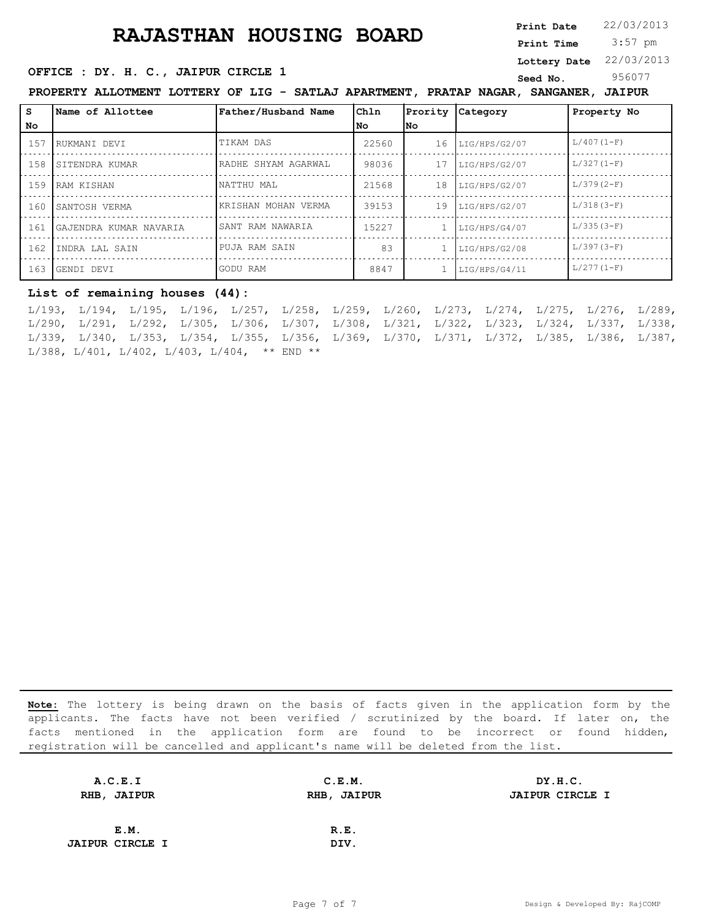# RAJASTHAN HOUSING BOARD

**Print Date** 22/03/2013
**Print Time** 3:57 pm
**Lottery Date** 22/03/2013
**Seed No.** 956077

**OFFICE : DY. H. C., JAIPUR CIRCLE 1**

**PROPERTY ALLOTMENT LOTTERY OF LIG - SATLAJ APARTMENT, PRATAP NAGAR, SANGANER, JAIPUR**

| S No | Name of Allottee | Father/Husband Name | Chln No | Prority No | Category | Property No |
|---|---|---|---|---|---|---|
| 157 | RUKMANI DEVI | TIKAM DAS | 22560 | 16 | LIG/HPS/G2/07 | L/407(1-F) |
| 158 | SITENDRA KUMAR | RADHE SHYAM AGARWAL | 98036 | 17 | LIG/HPS/G2/07 | L/327(1-F) |
| 159 | RAM KISHAN | NATTHU MAL | 21568 | 18 | LIG/HPS/G2/07 | L/379(2-F) |
| 160 | SANTOSH VERMA | KRISHAN MOHAN VERMA | 39153 | 19 | LIG/HPS/G2/07 | L/318(3-F) |
| 161 | GAJENDRA KUMAR NAVARIA | SANT RAM NAWARIA | 15227 | 1 | LIG/HPS/G4/07 | L/335(3-F) |
| 162 | INDRA LAL SAIN | PUJA RAM SAIN | 83 | 1 | LIG/HPS/G2/08 | L/397(3-F) |
| 163 | GENDI DEVI | GODU RAM | 8847 | 1 | LIG/HPS/G4/11 | L/277(1-F) |

**List of remaining houses (44):**

L/193, L/194, L/195, L/196, L/257, L/258, L/259, L/260, L/273, L/274, L/275, L/276, L/289, L/290, L/291, L/292, L/305, L/306, L/307, L/308, L/321, L/322, L/323, L/324, L/337, L/338, L/339, L/340, L/353, L/354, L/355, L/356, L/369, L/370, L/371, L/372, L/385, L/386, L/387, L/388, L/401, L/402, L/403, L/404, ** END **

**Note:** The lottery is being drawn on the basis of facts given in the application form by the applicants. The facts have not been verified / scrutinized by the board. If later on, the facts mentioned in the application form are found to be incorrect or found hidden, registration will be cancelled and applicant's name will be deleted from the list.

**A.C.E.I**
**RHB, JAIPUR**

**C.E.M.**
**RHB, JAIPUR**

**DY.H.C.**
**JAIPUR CIRCLE I**

**E.M.**
**JAIPUR CIRCLE I**

**R.E.**
**DIV.**

Design & Developed By: RajCOMP